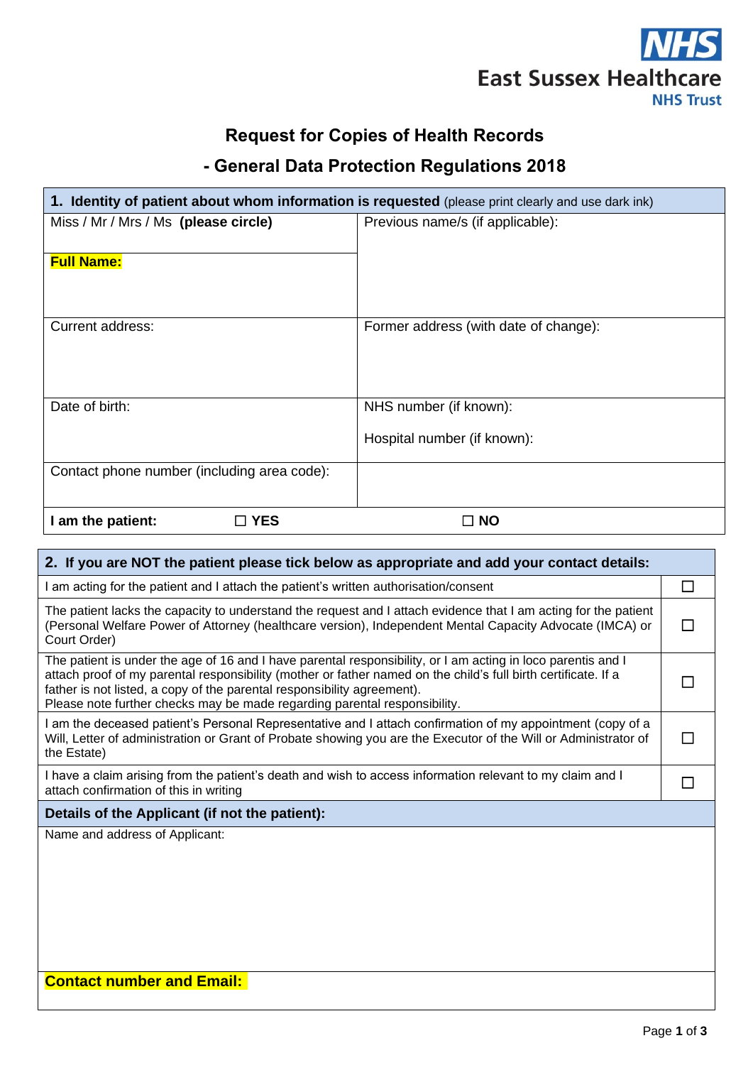NHS
East Sussex Healthcare
NHS Trust

# Request for Copies of Health Records

## - General Data Protection Regulations 2018

| **1. Identity of patient about whom information is requested** (please print clearly and use dark ink) | |
|---|---|
| Miss / Mr / Mrs / Ms **(please circle)** | Previous name/s (if applicable): |
| **Full Name:** | |
| Current address: | Former address (with date of change): |
| Date of birth: | NHS number (if known):<br><br>Hospital number (if known): |
| Contact phone number (including area code): | |
| **I am the patient:** ☐ **YES** | ☐ **NO** |

| **2. If you are NOT the patient please tick below as appropriate and add your contact details:** | |
|---|---|
| I am acting for the patient and I attach the patient's written authorisation/consent | ☐ |
| The patient lacks the capacity to understand the request and I attach evidence that I am acting for the patient (Personal Welfare Power of Attorney (healthcare version), Independent Mental Capacity Advocate (IMCA) or Court Order) | ☐ |
| The patient is under the age of 16 and I have parental responsibility, or I am acting in loco parentis and I attach proof of my parental responsibility (mother or father named on the child's full birth certificate. If a father is not listed, a copy of the parental responsibility agreement).<br>Please note further checks may be made regarding parental responsibility. | ☐ |
| I am the deceased patient's Personal Representative and I attach confirmation of my appointment (copy of a Will, Letter of administration or Grant of Probate showing you are the Executor of the Will or Administrator of the Estate) | ☐ |
| I have a claim arising from the patient's death and wish to access information relevant to my claim and I attach confirmation of this in writing | ☐ |
| **Details of the Applicant (if not the patient):** | |
| Name and address of Applicant: | |
| **Contact number and Email:** | |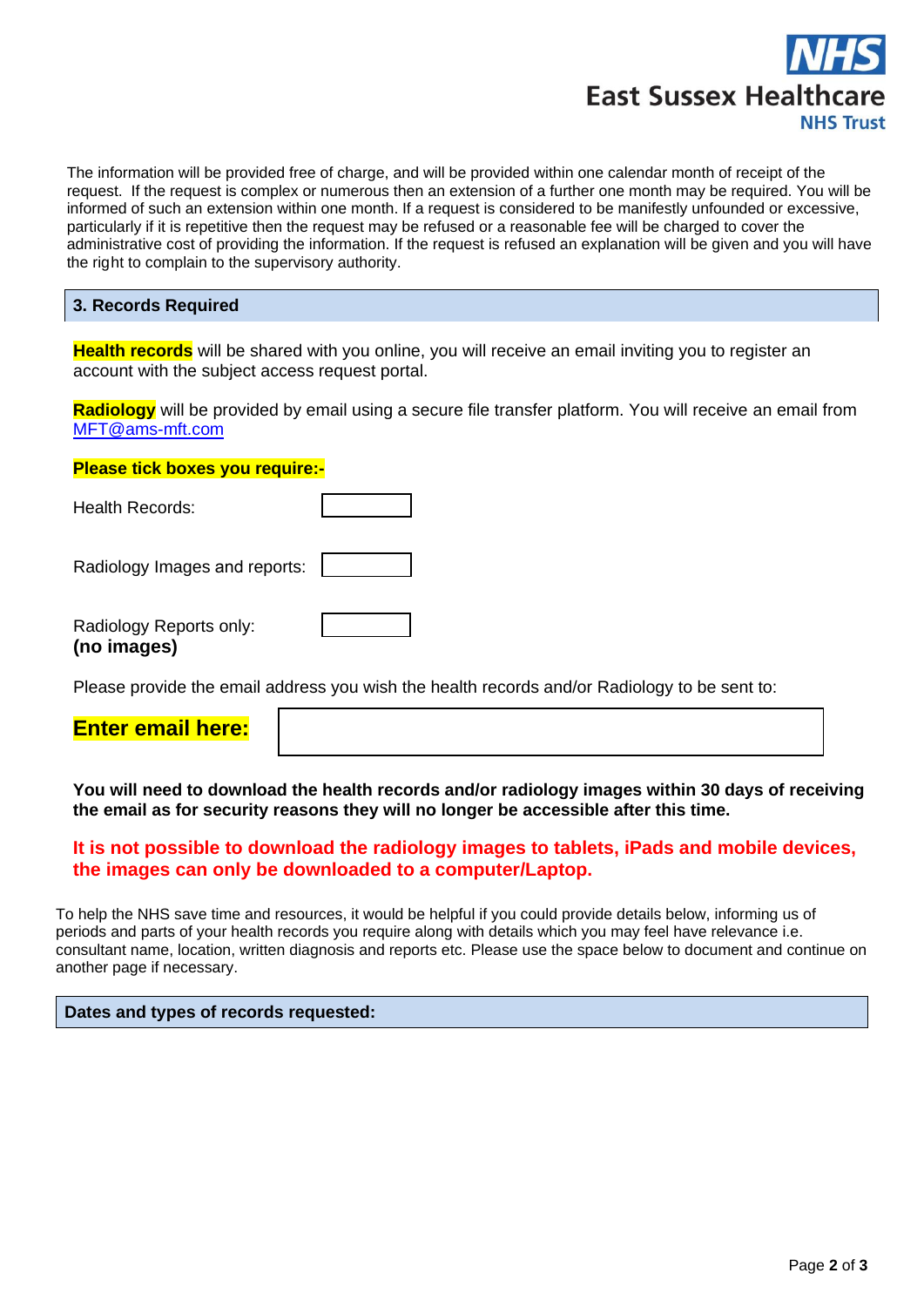The information will be provided free of charge, and will be provided within one calendar month of receipt of the request. If the request is complex or numerous then an extension of a further one month may be required. You will be informed of such an extension within one month. If a request is considered to be manifestly unfounded or excessive, particularly if it is repetitive then the request may be refused or a reasonable fee will be charged to cover the administrative cost of providing the information. If the request is refused an explanation will be given and you will have the right to complain to the supervisory authority.

## 3. Records Required

**Health records** will be shared with you online, you will receive an email inviting you to register an account with the subject access request portal.

**Radiology** will be provided by email using a secure file transfer platform. You will receive an email from MFT@ams-mft.com

**Please tick boxes you require:-**

Health Records: ☐

Radiology Images and reports: ☐

Radiology Reports only: ☐
**(no images)**

Please provide the email address you wish the health records and/or Radiology to be sent to:

**Enter email here:** ____________________

**You will need to download the health records and/or radiology images within 30 days of receiving the email as for security reasons they will no longer be accessible after this time.**

**It is not possible to download the radiology images to tablets, iPads and mobile devices, the images can only be downloaded to a computer/Laptop.**

To help the NHS save time and resources, it would be helpful if you could provide details below, informing us of periods and parts of your health records you require along with details which you may feel have relevance i.e. consultant name, location, written diagnosis and reports etc. Please use the space below to document and continue on another page if necessary.

**Dates and types of records requested:**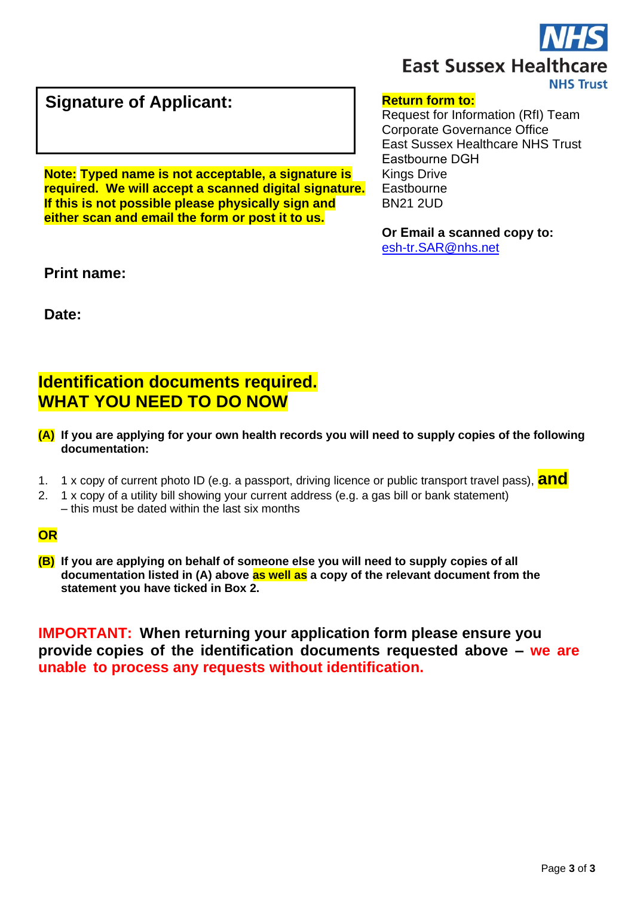East Sussex Healthcare NHS Trust

**Signature of Applicant:**

**Note: Typed name is not acceptable, a signature is required. We will accept a scanned digital signature. If this is not possible please physically sign and either scan and email the form or post it to us.**

**Return form to:**
Request for Information (RfI) Team
Corporate Governance Office
East Sussex Healthcare NHS Trust
Eastbourne DGH
Kings Drive
Eastbourne
BN21 2UD

**Or Email a scanned copy to:**
esh-tr.SAR@nhs.net

**Print name:**

**Date:**

## Identification documents required.
## WHAT YOU NEED TO DO NOW

**(A) If you are applying for your own health records you will need to supply copies of the following documentation:**

1. 1 x copy of current photo ID (e.g. a passport, driving licence or public transport travel pass), **and**
2. 1 x copy of a utility bill showing your current address (e.g. a gas bill or bank statement) – this must be dated within the last six months

**OR**

**(B) If you are applying on behalf of someone else you will need to supply copies of all documentation listed in (A) above as well as a copy of the relevant document from the statement you have ticked in Box 2.**

**IMPORTANT: When returning your application form please ensure you provide copies of the identification documents requested above – we are unable to process any requests without identification.**